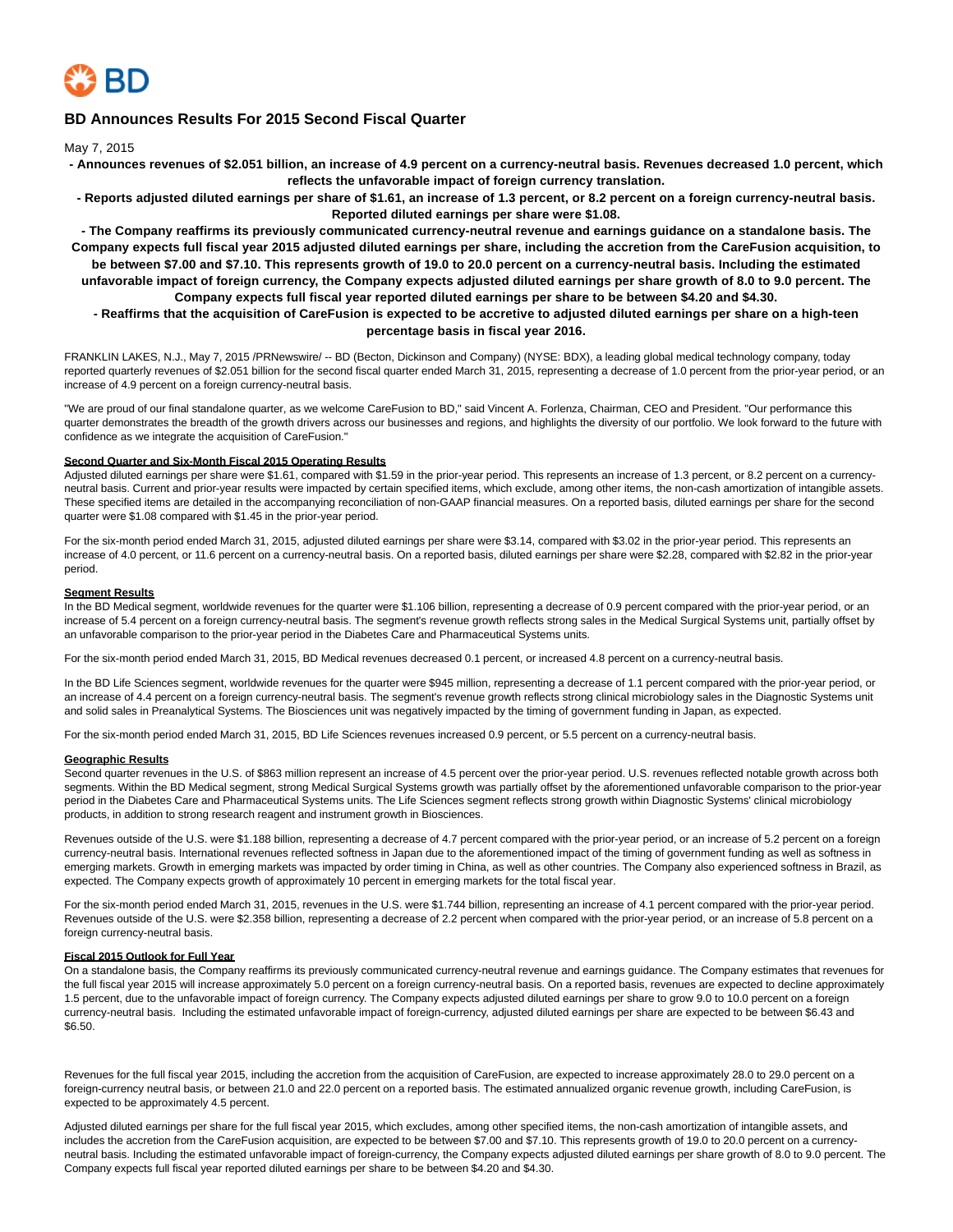BD

# BD Announces Results For 2015 Second Fiscal Quarter

May 7, 2015

**- Announces revenues of $2.051 billion, an increase of 4.9 percent on a currency-neutral basis. Revenues decreased 1.0 percent, which reflects the unfavorable impact of foreign currency translation.**

**- Reports adjusted diluted earnings per share of $1.61, an increase of 1.3 percent, or 8.2 percent on a foreign currency-neutral basis. Reported diluted earnings per share were $1.08.**

**- The Company reaffirms its previously communicated currency-neutral revenue and earnings guidance on a standalone basis. The Company expects full fiscal year 2015 adjusted diluted earnings per share, including the accretion from the CareFusion acquisition, to be between $7.00 and $7.10. This represents growth of 19.0 to 20.0 percent on a currency-neutral basis. Including the estimated unfavorable impact of foreign currency, the Company expects adjusted diluted earnings per share growth of 8.0 to 9.0 percent. The Company expects full fiscal year reported diluted earnings per share to be between $4.20 and $4.30.**

**- Reaffirms that the acquisition of CareFusion is expected to be accretive to adjusted diluted earnings per share on a high-teen percentage basis in fiscal year 2016.**

FRANKLIN LAKES, N.J., May 7, 2015 /PRNewswire/ -- BD (Becton, Dickinson and Company) (NYSE: BDX), a leading global medical technology company, today reported quarterly revenues of $2.051 billion for the second fiscal quarter ended March 31, 2015, representing a decrease of 1.0 percent from the prior-year period, or an increase of 4.9 percent on a foreign currency-neutral basis.

"We are proud of our final standalone quarter, as we welcome CareFusion to BD," said Vincent A. Forlenza, Chairman, CEO and President. "Our performance this quarter demonstrates the breadth of the growth drivers across our businesses and regions, and highlights the diversity of our portfolio. We look forward to the future with confidence as we integrate the acquisition of CareFusion."

**Second Quarter and Six-Month Fiscal 2015 Operating Results**

Adjusted diluted earnings per share were $1.61, compared with $1.59 in the prior-year period. This represents an increase of 1.3 percent, or 8.2 percent on a currency-neutral basis. Current and prior-year results were impacted by certain specified items, which exclude, among other items, the non-cash amortization of intangible assets. These specified items are detailed in the accompanying reconciliation of non-GAAP financial measures. On a reported basis, diluted earnings per share for the second quarter were $1.08 compared with $1.45 in the prior-year period.

For the six-month period ended March 31, 2015, adjusted diluted earnings per share were $3.14, compared with $3.02 in the prior-year period. This represents an increase of 4.0 percent, or 11.6 percent on a currency-neutral basis. On a reported basis, diluted earnings per share were $2.28, compared with $2.82 in the prior-year period.

**Segment Results**

In the BD Medical segment, worldwide revenues for the quarter were $1.106 billion, representing a decrease of 0.9 percent compared with the prior-year period, or an increase of 5.4 percent on a foreign currency-neutral basis. The segment's revenue growth reflects strong sales in the Medical Surgical Systems unit, partially offset by an unfavorable comparison to the prior-year period in the Diabetes Care and Pharmaceutical Systems units.

For the six-month period ended March 31, 2015, BD Medical revenues decreased 0.1 percent, or increased 4.8 percent on a currency-neutral basis.

In the BD Life Sciences segment, worldwide revenues for the quarter were $945 million, representing a decrease of 1.1 percent compared with the prior-year period, or an increase of 4.4 percent on a foreign currency-neutral basis. The segment's revenue growth reflects strong clinical microbiology sales in the Diagnostic Systems unit and solid sales in Preanalytical Systems. The Biosciences unit was negatively impacted by the timing of government funding in Japan, as expected.

For the six-month period ended March 31, 2015, BD Life Sciences revenues increased 0.9 percent, or 5.5 percent on a currency-neutral basis.

**Geographic Results**

Second quarter revenues in the U.S. of $863 million represent an increase of 4.5 percent over the prior-year period. U.S. revenues reflected notable growth across both segments. Within the BD Medical segment, strong Medical Surgical Systems growth was partially offset by the aforementioned unfavorable comparison to the prior-year period in the Diabetes Care and Pharmaceutical Systems units. The Life Sciences segment reflects strong growth within Diagnostic Systems' clinical microbiology products, in addition to strong research reagent and instrument growth in Biosciences.

Revenues outside of the U.S. were $1.188 billion, representing a decrease of 4.7 percent compared with the prior-year period, or an increase of 5.2 percent on a foreign currency-neutral basis. International revenues reflected softness in Japan due to the aforementioned impact of the timing of government funding as well as softness in emerging markets. Growth in emerging markets was impacted by order timing in China, as well as other countries. The Company also experienced softness in Brazil, as expected. The Company expects growth of approximately 10 percent in emerging markets for the total fiscal year.

For the six-month period ended March 31, 2015, revenues in the U.S. were $1.744 billion, representing an increase of 4.1 percent compared with the prior-year period. Revenues outside of the U.S. were $2.358 billion, representing a decrease of 2.2 percent when compared with the prior-year period, or an increase of 5.8 percent on a foreign currency-neutral basis.

**Fiscal 2015 Outlook for Full Year**

On a standalone basis, the Company reaffirms its previously communicated currency-neutral revenue and earnings guidance. The Company estimates that revenues for the full fiscal year 2015 will increase approximately 5.0 percent on a foreign currency-neutral basis. On a reported basis, revenues are expected to decline approximately 1.5 percent, due to the unfavorable impact of foreign currency. The Company expects adjusted diluted earnings per share to grow 9.0 to 10.0 percent on a foreign currency-neutral basis. Including the estimated unfavorable impact of foreign-currency, adjusted diluted earnings per share are expected to be between $6.43 and $6.50.

Revenues for the full fiscal year 2015, including the accretion from the acquisition of CareFusion, are expected to increase approximately 28.0 to 29.0 percent on a foreign-currency neutral basis, or between 21.0 and 22.0 percent on a reported basis. The estimated annualized organic revenue growth, including CareFusion, is expected to be approximately 4.5 percent.

Adjusted diluted earnings per share for the full fiscal year 2015, which excludes, among other specified items, the non-cash amortization of intangible assets, and includes the accretion from the CareFusion acquisition, are expected to be between $7.00 and $7.10. This represents growth of 19.0 to 20.0 percent on a currency-neutral basis. Including the estimated unfavorable impact of foreign-currency, the Company expects adjusted diluted earnings per share growth of 8.0 to 9.0 percent. The Company expects full fiscal year reported diluted earnings per share to be between $4.20 and $4.30.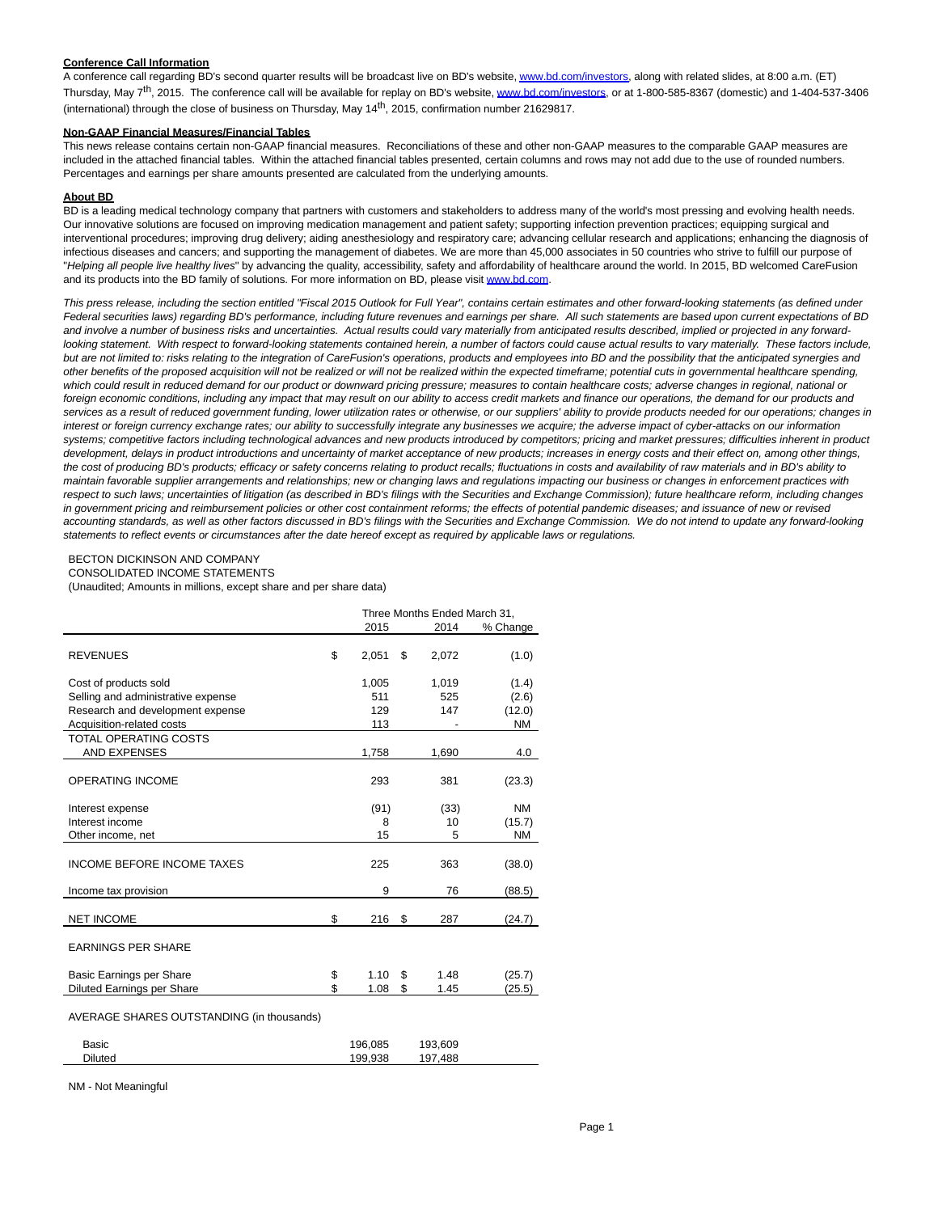**Conference Call Information**

A conference call regarding BD's second quarter results will be broadcast live on BD's website, www.bd.com/investors, along with related slides, at 8:00 a.m. (ET) Thursday, May 7th, 2015. The conference call will be available for replay on BD's website, www.bd.com/investors, or at 1-800-585-8367 (domestic) and 1-404-537-3406 (international) through the close of business on Thursday, May 14th, 2015, confirmation number 21629817.

**Non-GAAP Financial Measures/Financial Tables**

This news release contains certain non-GAAP financial measures. Reconciliations of these and other non-GAAP measures to the comparable GAAP measures are included in the attached financial tables. Within the attached financial tables presented, certain columns and rows may not add due to the use of rounded numbers. Percentages and earnings per share amounts presented are calculated from the underlying amounts.

**About BD**

BD is a leading medical technology company that partners with customers and stakeholders to address many of the world's most pressing and evolving health needs. Our innovative solutions are focused on improving medication management and patient safety; supporting infection prevention practices; equipping surgical and interventional procedures; improving drug delivery; aiding anesthesiology and respiratory care; advancing cellular research and applications; enhancing the diagnosis of infectious diseases and cancers; and supporting the management of diabetes. We are more than 45,000 associates in 50 countries who strive to fulfill our purpose of "*Helping all people live healthy lives*" by advancing the quality, accessibility, safety and affordability of healthcare around the world. In 2015, BD welcomed CareFusion and its products into the BD family of solutions. For more information on BD, please visit www.bd.com.

*This press release, including the section entitled "Fiscal 2015 Outlook for Full Year", contains certain estimates and other forward-looking statements (as defined under Federal securities laws) regarding BD's performance, including future revenues and earnings per share. All such statements are based upon current expectations of BD and involve a number of business risks and uncertainties. Actual results could vary materially from anticipated results described, implied or projected in any forward-looking statement. With respect to forward-looking statements contained herein, a number of factors could cause actual results to vary materially. These factors include, but are not limited to: risks relating to the integration of CareFusion's operations, products and employees into BD and the possibility that the anticipated synergies and other benefits of the proposed acquisition will not be realized or will not be realized within the expected timeframe; potential cuts in governmental healthcare spending, which could result in reduced demand for our product or downward pricing pressure; measures to contain healthcare costs; adverse changes in regional, national or foreign economic conditions, including any impact that may result on our ability to access credit markets and finance our operations, the demand for our products and services as a result of reduced government funding, lower utilization rates or otherwise, or our suppliers' ability to provide products needed for our operations; changes in interest or foreign currency exchange rates; our ability to successfully integrate any businesses we acquire; the adverse impact of cyber-attacks on our information systems; competitive factors including technological advances and new products introduced by competitors; pricing and market pressures; difficulties inherent in product development, delays in product introductions and uncertainty of market acceptance of new products; increases in energy costs and their effect on, among other things, the cost of producing BD's products; efficacy or safety concerns relating to product recalls; fluctuations in costs and availability of raw materials and in BD's ability to maintain favorable supplier arrangements and relationships; new or changing laws and regulations impacting our business or changes in enforcement practices with respect to such laws; uncertainties of litigation (as described in BD's filings with the Securities and Exchange Commission); future healthcare reform, including changes in government pricing and reimbursement policies or other cost containment reforms; the effects of potential pandemic diseases; and issuance of new or revised accounting standards, as well as other factors discussed in BD's filings with the Securities and Exchange Commission. We do not intend to update any forward-looking statements to reflect events or circumstances after the date hereof except as required by applicable laws or regulations.*

BECTON DICKINSON AND COMPANY
CONSOLIDATED INCOME STATEMENTS
(Unaudited; Amounts in millions, except share and per share data)

| | Three Months Ended March 31, | | |
|---|---|---|---|
| | 2015 | 2014 | % Change |
| REVENUES | $ 2,051 | $ 2,072 | (1.0) |
| Cost of products sold | 1,005 | 1,019 | (1.4) |
| Selling and administrative expense | 511 | 525 | (2.6) |
| Research and development expense | 129 | 147 | (12.0) |
| Acquisition-related costs | 113 | - | NM |
| TOTAL OPERATING COSTS AND EXPENSES | 1,758 | 1,690 | 4.0 |
| OPERATING INCOME | 293 | 381 | (23.3) |
| Interest expense | (91) | (33) | NM |
| Interest income | 8 | 10 | (15.7) |
| Other income, net | 15 | 5 | NM |
| INCOME BEFORE INCOME TAXES | 225 | 363 | (38.0) |
| Income tax provision | 9 | 76 | (88.5) |
| NET INCOME | $ 216 | $ 287 | (24.7) |
| EARNINGS PER SHARE | | | |
| Basic Earnings per Share | $ 1.10 | $ 1.48 | (25.7) |
| Diluted Earnings per Share | $ 1.08 | $ 1.45 | (25.5) |
| AVERAGE SHARES OUTSTANDING (in thousands) | | | |
| Basic | 196,085 | 193,609 | |
| Diluted | 199,938 | 197,488 | |

NM - Not Meaningful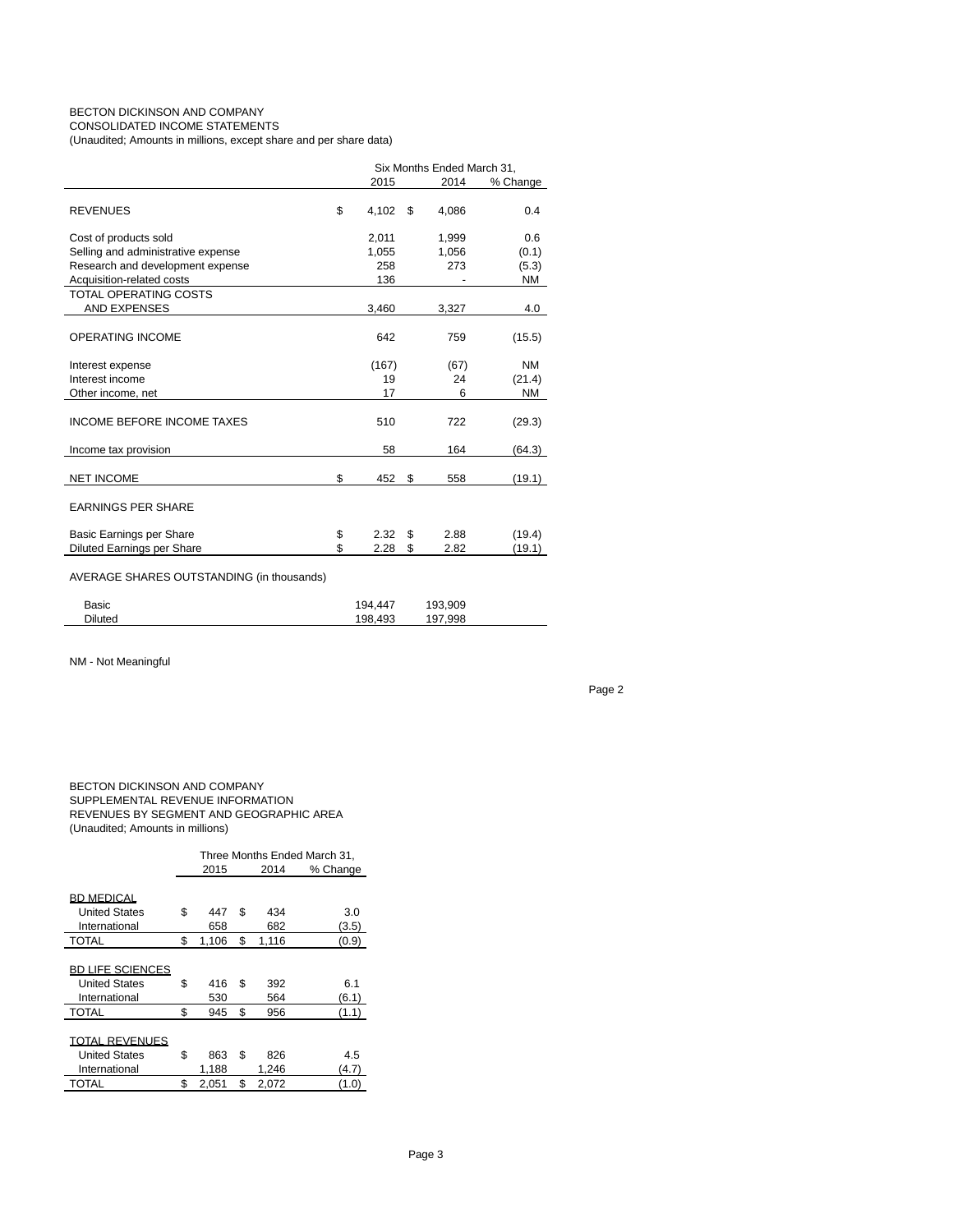BECTON DICKINSON AND COMPANY
CONSOLIDATED INCOME STATEMENTS
(Unaudited; Amounts in millions, except share and per share data)

| | Six Months Ended March 31, | | |
|---|---|---|---|
| | 2015 | 2014 | % Change |
| REVENUES | $ 4,102 | $ 4,086 | 0.4 |
| Cost of products sold | 2,011 | 1,999 | 0.6 |
| Selling and administrative expense | 1,055 | 1,056 | (0.1) |
| Research and development expense | 258 | 273 | (5.3) |
| Acquisition-related costs | 136 | - | NM |
| TOTAL OPERATING COSTS AND EXPENSES | 3,460 | 3,327 | 4.0 |
| OPERATING INCOME | 642 | 759 | (15.5) |
| Interest expense | (167) | (67) | NM |
| Interest income | 19 | 24 | (21.4) |
| Other income, net | 17 | 6 | NM |
| INCOME BEFORE INCOME TAXES | 510 | 722 | (29.3) |
| Income tax provision | 58 | 164 | (64.3) |
| NET INCOME | $ 452 | $ 558 | (19.1) |
| EARNINGS PER SHARE | | | |
| Basic Earnings per Share | $ 2.32 | $ 2.88 | (19.4) |
| Diluted Earnings per Share | $ 2.28 | $ 2.82 | (19.1) |
| AVERAGE SHARES OUTSTANDING (in thousands) | | | |
| Basic | 194,447 | 193,909 | |
| Diluted | 198,493 | 197,998 | |

NM - Not Meaningful

BECTON DICKINSON AND COMPANY
SUPPLEMENTAL REVENUE INFORMATION
REVENUES BY SEGMENT AND GEOGRAPHIC AREA
(Unaudited; Amounts in millions)

| | Three Months Ended March 31, | | |
|---|---|---|---|
| | 2015 | 2014 | % Change |
| BD MEDICAL | | | |
| United States | $ 447 | $ 434 | 3.0 |
| International | 658 | 682 | (3.5) |
| TOTAL | $ 1,106 | $ 1,116 | (0.9) |
| BD LIFE SCIENCES | | | |
| United States | $ 416 | $ 392 | 6.1 |
| International | 530 | 564 | (6.1) |
| TOTAL | $ 945 | $ 956 | (1.1) |
| TOTAL REVENUES | | | |
| United States | $ 863 | $ 826 | 4.5 |
| International | 1,188 | 1,246 | (4.7) |
| TOTAL | $ 2,051 | $ 2,072 | (1.0) |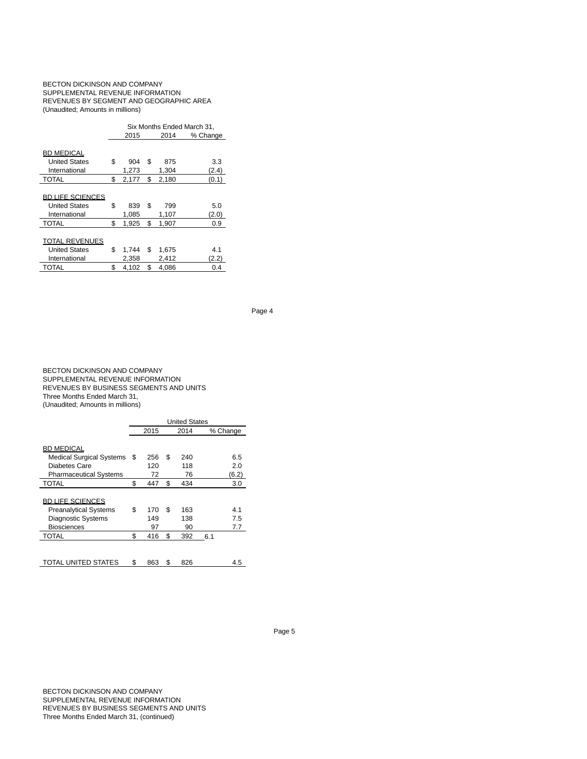BECTON DICKINSON AND COMPANY
SUPPLEMENTAL REVENUE INFORMATION
REVENUES BY SEGMENT AND GEOGRAPHIC AREA
(Unaudited; Amounts in millions)

| | Six Months Ended March 31, | | |
|---|---|---|---|
| | 2015 | 2014 | % Change |
| BD MEDICAL | | | |
| United States | $ 904 | $ 875 | 3.3 |
| International | 1,273 | 1,304 | (2.4) |
| TOTAL | $ 2,177 | $ 2,180 | (0.1) |
| BD LIFE SCIENCES | | | |
| United States | $ 839 | $ 799 | 5.0 |
| International | 1,085 | 1,107 | (2.0) |
| TOTAL | $ 1,925 | $ 1,907 | 0.9 |
| TOTAL REVENUES | | | |
| United States | $ 1,744 | $ 1,675 | 4.1 |
| International | 2,358 | 2,412 | (2.2) |
| TOTAL | $ 4,102 | $ 4,086 | 0.4 |

BECTON DICKINSON AND COMPANY
SUPPLEMENTAL REVENUE INFORMATION
REVENUES BY BUSINESS SEGMENTS AND UNITS
Three Months Ended March 31,
(Unaudited; Amounts in millions)

| | United States | | |
|---|---|---|---|
| | 2015 | 2014 | % Change |
| BD MEDICAL | | | |
| Medical Surgical Systems | $ 256 | $ 240 | 6.5 |
| Diabetes Care | 120 | 118 | 2.0 |
| Pharmaceutical Systems | 72 | 76 | (6.2) |
| TOTAL | $ 447 | $ 434 | 3.0 |
| BD LIFE SCIENCES | | | |
| Preanalytical Systems | $ 170 | $ 163 | 4.1 |
| Diagnostic Systems | 149 | 138 | 7.5 |
| Biosciences | 97 | 90 | 7.7 |
| TOTAL | $ 416 | $ 392 | 6.1 |
| TOTAL UNITED STATES | $ 863 | $ 826 | 4.5 |

BECTON DICKINSON AND COMPANY
SUPPLEMENTAL REVENUE INFORMATION
REVENUES BY BUSINESS SEGMENTS AND UNITS
Three Months Ended March 31, (continued)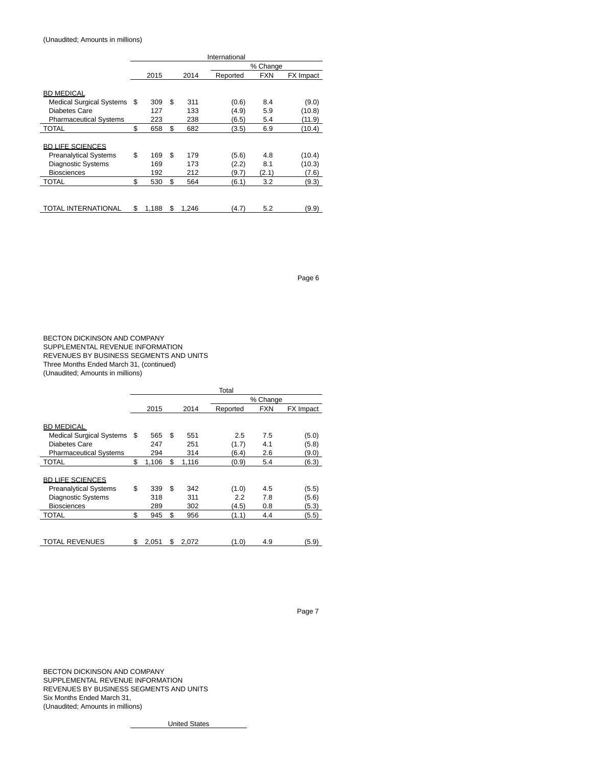(Unaudited; Amounts in millions)

| | International | | | | |
|---|---|---|---|---|---|
| | | | % Change | | |
| | 2015 | 2014 | Reported | FXN | FX Impact |
| BD MEDICAL | | | | | |
| Medical Surgical Systems | $ 309 | $ 311 | (0.6) | 8.4 | (9.0) |
| Diabetes Care | 127 | 133 | (4.9) | 5.9 | (10.8) |
| Pharmaceutical Systems | 223 | 238 | (6.5) | 5.4 | (11.9) |
| TOTAL | $ 658 | $ 682 | (3.5) | 6.9 | (10.4) |
| BD LIFE SCIENCES | | | | | |
| Preanalytical Systems | $ 169 | $ 179 | (5.6) | 4.8 | (10.4) |
| Diagnostic Systems | 169 | 173 | (2.2) | 8.1 | (10.3) |
| Biosciences | 192 | 212 | (9.7) | (2.1) | (7.6) |
| TOTAL | $ 530 | $ 564 | (6.1) | 3.2 | (9.3) |
| TOTAL INTERNATIONAL | $ 1,188 | $ 1,246 | (4.7) | 5.2 | (9.9) |

BECTON DICKINSON AND COMPANY
SUPPLEMENTAL REVENUE INFORMATION
REVENUES BY BUSINESS SEGMENTS AND UNITS
Three Months Ended March 31, (continued)
(Unaudited; Amounts in millions)

| | Total | | | | |
|---|---|---|---|---|---|
| | | | % Change | | |
| | 2015 | 2014 | Reported | FXN | FX Impact |
| BD MEDICAL | | | | | |
| Medical Surgical Systems | $ 565 | $ 551 | 2.5 | 7.5 | (5.0) |
| Diabetes Care | 247 | 251 | (1.7) | 4.1 | (5.8) |
| Pharmaceutical Systems | 294 | 314 | (6.4) | 2.6 | (9.0) |
| TOTAL | $ 1,106 | $ 1,116 | (0.9) | 5.4 | (6.3) |
| BD LIFE SCIENCES | | | | | |
| Preanalytical Systems | $ 339 | $ 342 | (1.0) | 4.5 | (5.5) |
| Diagnostic Systems | 318 | 311 | 2.2 | 7.8 | (5.6) |
| Biosciences | 289 | 302 | (4.5) | 0.8 | (5.3) |
| TOTAL | $ 945 | $ 956 | (1.1) | 4.4 | (5.5) |
| TOTAL REVENUES | $ 2,051 | $ 2,072 | (1.0) | 4.9 | (5.9) |

BECTON DICKINSON AND COMPANY
SUPPLEMENTAL REVENUE INFORMATION
REVENUES BY BUSINESS SEGMENTS AND UNITS
Six Months Ended March 31,
(Unaudited; Amounts in millions)

United States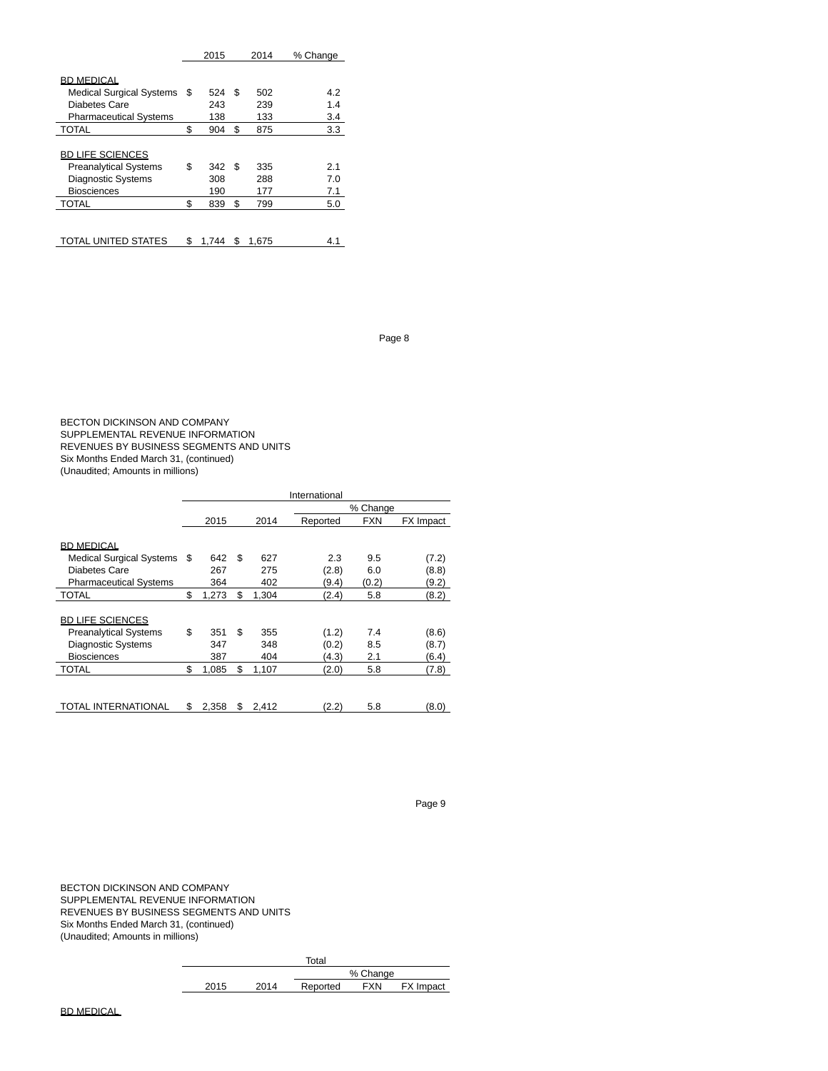| | 2015 | 2014 | % Change |
|---|---|---|---|
| BD MEDICAL | | | |
| Medical Surgical Systems | $ 524 | $ 502 | 4.2 |
| Diabetes Care | 243 | 239 | 1.4 |
| Pharmaceutical Systems | 138 | 133 | 3.4 |
| TOTAL | $ 904 | $ 875 | 3.3 |
| BD LIFE SCIENCES | | | |
| Preanalytical Systems | $ 342 | $ 335 | 2.1 |
| Diagnostic Systems | 308 | 288 | 7.0 |
| Biosciences | 190 | 177 | 7.1 |
| TOTAL | $ 839 | $ 799 | 5.0 |
| TOTAL UNITED STATES | $ 1,744 | $ 1,675 | 4.1 |

BECTON DICKINSON AND COMPANY
SUPPLEMENTAL REVENUE INFORMATION
REVENUES BY BUSINESS SEGMENTS AND UNITS
Six Months Ended March 31, (continued)
(Unaudited; Amounts in millions)

| | International | | | | |
|---|---|---|---|---|---|
| | | | % Change | | |
| | 2015 | 2014 | Reported | FXN | FX Impact |
| BD MEDICAL | | | | | |
| Medical Surgical Systems | $ 642 | $ 627 | 2.3 | 9.5 | (7.2) |
| Diabetes Care | 267 | 275 | (2.8) | 6.0 | (8.8) |
| Pharmaceutical Systems | 364 | 402 | (9.4) | (0.2) | (9.2) |
| TOTAL | $ 1,273 | $ 1,304 | (2.4) | 5.8 | (8.2) |
| BD LIFE SCIENCES | | | | | |
| Preanalytical Systems | $ 351 | $ 355 | (1.2) | 7.4 | (8.6) |
| Diagnostic Systems | 347 | 348 | (0.2) | 8.5 | (8.7) |
| Biosciences | 387 | 404 | (4.3) | 2.1 | (6.4) |
| TOTAL | $ 1,085 | $ 1,107 | (2.0) | 5.8 | (7.8) |
| TOTAL INTERNATIONAL | $ 2,358 | $ 2,412 | (2.2) | 5.8 | (8.0) |

BECTON DICKINSON AND COMPANY
SUPPLEMENTAL REVENUE INFORMATION
REVENUES BY BUSINESS SEGMENTS AND UNITS
Six Months Ended March 31, (continued)
(Unaudited; Amounts in millions)

| | Total | | | | |
|---|---|---|---|---|---|
| | | | % Change | | |
| | 2015 | 2014 | Reported | FXN | FX Impact |
| BD MEDICAL | | | | | |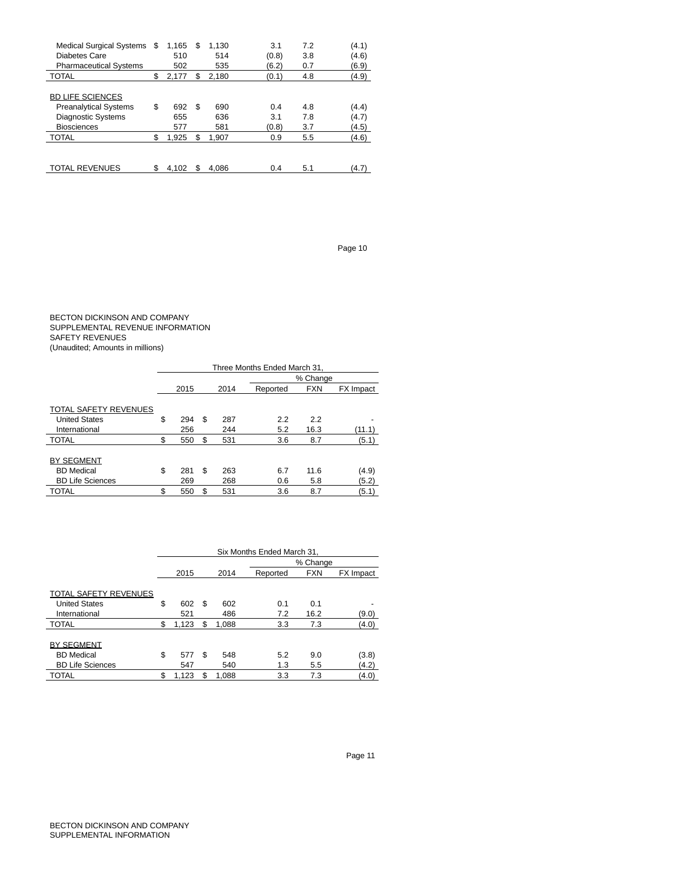| | | | | | | | |
|---|---|---|---|---|---|---|---|
| Medical Surgical Systems | $ | 1,165 | $ | 1,130 | 3.1 | 7.2 | (4.1) |
| Diabetes Care | | 510 | | 514 | (0.8) | 3.8 | (4.6) |
| Pharmaceutical Systems | | 502 | | 535 | (6.2) | 0.7 | (6.9) |
| TOTAL | $ | 2,177 | $ | 2,180 | (0.1) | 4.8 | (4.9) |
| | | | | | | | |
| BD LIFE SCIENCES | | | | | | | |
| Preanalytical Systems | $ | 692 | $ | 690 | 0.4 | 4.8 | (4.4) |
| Diagnostic Systems | | 655 | | 636 | 3.1 | 7.8 | (4.7) |
| Biosciences | | 577 | | 581 | (0.8) | 3.7 | (4.5) |
| TOTAL | $ | 1,925 | $ | 1,907 | 0.9 | 5.5 | (4.6) |
| | | | | | | | |
| TOTAL REVENUES | $ | 4,102 | $ | 4,086 | 0.4 | 5.1 | (4.7) |

BECTON DICKINSON AND COMPANY
SUPPLEMENTAL REVENUE INFORMATION
SAFETY REVENUES
(Unaudited; Amounts in millions)

| | Three Months Ended March 31, | | | | | | |
|---|---|---|---|---|---|---|---|
| | | | | | % Change | | |
| | | 2015 | | 2014 | Reported | FXN | FX Impact |
| TOTAL SAFETY REVENUES | | | | | | | |
| United States | $ | 294 | $ | 287 | 2.2 | 2.2 | - |
| International | | 256 | | 244 | 5.2 | 16.3 | (11.1) |
| TOTAL | $ | 550 | $ | 531 | 3.6 | 8.7 | (5.1) |
| | | | | | | | |
| BY SEGMENT | | | | | | | |
| BD Medical | $ | 281 | $ | 263 | 6.7 | 11.6 | (4.9) |
| BD Life Sciences | | 269 | | 268 | 0.6 | 5.8 | (5.2) |
| TOTAL | $ | 550 | $ | 531 | 3.6 | 8.7 | (5.1) |

| | Six Months Ended March 31, | | | | | | |
|---|---|---|---|---|---|---|---|
| | | | | | % Change | | |
| | | 2015 | | 2014 | Reported | FXN | FX Impact |
| TOTAL SAFETY REVENUES | | | | | | | |
| United States | $ | 602 | $ | 602 | 0.1 | 0.1 | - |
| International | | 521 | | 486 | 7.2 | 16.2 | (9.0) |
| TOTAL | $ | 1,123 | $ | 1,088 | 3.3 | 7.3 | (4.0) |
| | | | | | | | |
| BY SEGMENT | | | | | | | |
| BD Medical | $ | 577 | $ | 548 | 5.2 | 9.0 | (3.8) |
| BD Life Sciences | | 547 | | 540 | 1.3 | 5.5 | (4.2) |
| TOTAL | $ | 1,123 | $ | 1,088 | 3.3 | 7.3 | (4.0) |

BECTON DICKINSON AND COMPANY
SUPPLEMENTAL INFORMATION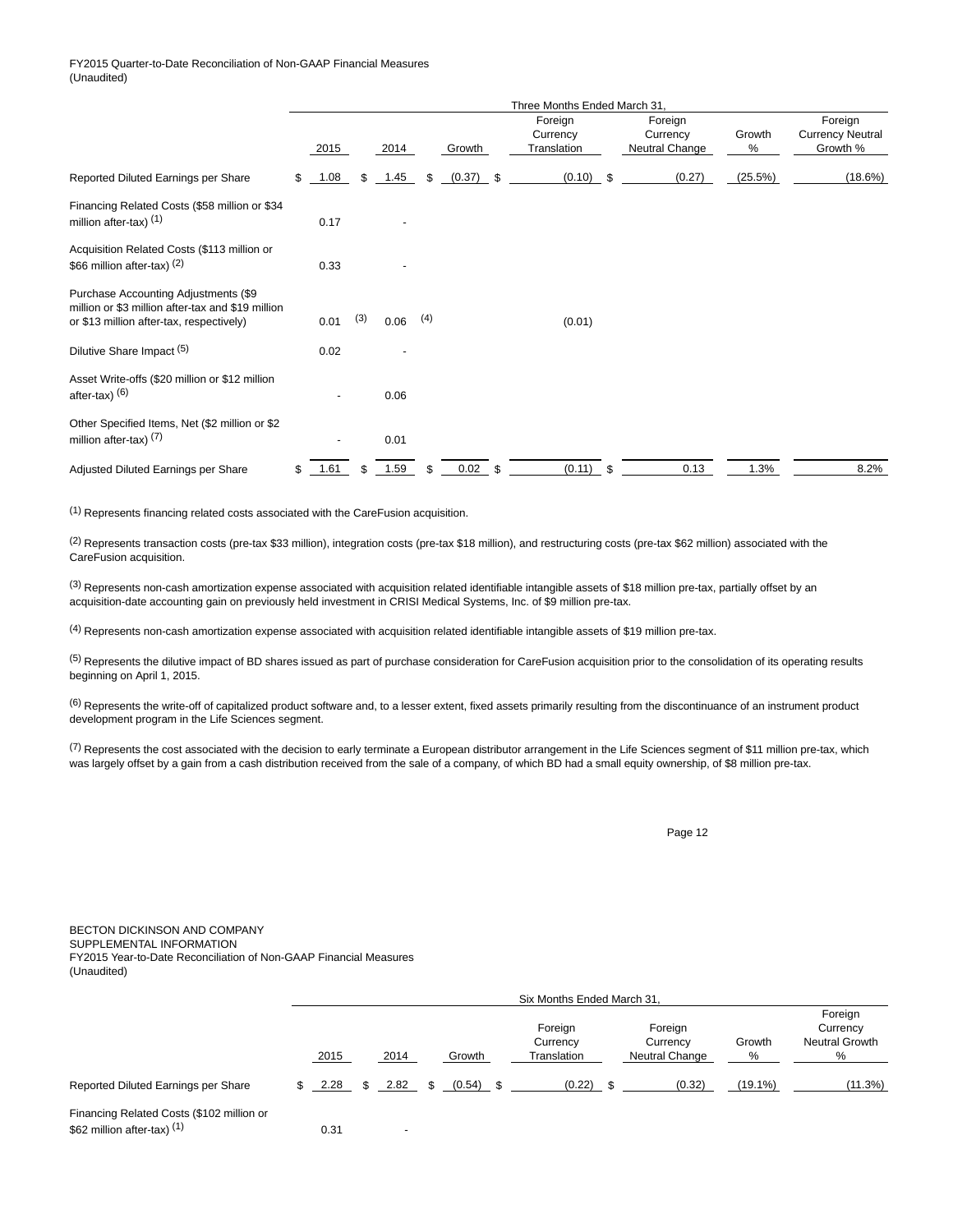FY2015 Quarter-to-Date Reconciliation of Non-GAAP Financial Measures
(Unaudited)

| | Three Months Ended March 31, | | | | | | |
|---|---|---|---|---|---|---|---|
| | 2015 | 2014 | Growth | Foreign Currency Translation | Foreign Currency Neutral Change | Growth % | Foreign Currency Neutral Growth % |
| Reported Diluted Earnings per Share | $ 1.08 | $ 1.45 | $ (0.37) | $ (0.10) | $ (0.27) | (25.5%) | (18.6%) |
| Financing Related Costs ($58 million or $34 million after-tax) (1) | 0.17 | - | | | | | |
| Acquisition Related Costs ($113 million or $66 million after-tax) (2) | 0.33 | - | | | | | |
| Purchase Accounting Adjustments ($9 million or $3 million after-tax and $19 million or $13 million after-tax, respectively) | 0.01 (3) | 0.06 (4) | | (0.01) | | | |
| Dilutive Share Impact (5) | 0.02 | - | | | | | |
| Asset Write-offs ($20 million or $12 million after-tax) (6) | - | 0.06 | | | | | |
| Other Specified Items, Net ($2 million or $2 million after-tax) (7) | - | 0.01 | | | | | |
| Adjusted Diluted Earnings per Share | $ 1.61 | $ 1.59 | $ 0.02 | $ (0.11) | $ 0.13 | 1.3% | 8.2% |

(1) Represents financing related costs associated with the CareFusion acquisition.

(2) Represents transaction costs (pre-tax $33 million), integration costs (pre-tax $18 million), and restructuring costs (pre-tax $62 million) associated with the CareFusion acquisition.

(3) Represents non-cash amortization expense associated with acquisition related identifiable intangible assets of $18 million pre-tax, partially offset by an acquisition-date accounting gain on previously held investment in CRISI Medical Systems, Inc. of $9 million pre-tax.

(4) Represents non-cash amortization expense associated with acquisition related identifiable intangible assets of $19 million pre-tax.

(5) Represents the dilutive impact of BD shares issued as part of purchase consideration for CareFusion acquisition prior to the consolidation of its operating results beginning on April 1, 2015.

(6) Represents the write-off of capitalized product software and, to a lesser extent, fixed assets primarily resulting from the discontinuance of an instrument product development program in the Life Sciences segment.

(7) Represents the cost associated with the decision to early terminate a European distributor arrangement in the Life Sciences segment of $11 million pre-tax, which was largely offset by a gain from a cash distribution received from the sale of a company, of which BD had a small equity ownership, of $8 million pre-tax.

BECTON DICKINSON AND COMPANY
SUPPLEMENTAL INFORMATION
FY2015 Year-to-Date Reconciliation of Non-GAAP Financial Measures
(Unaudited)

| | Six Months Ended March 31, | | | | | | |
|---|---|---|---|---|---|---|---|
| | 2015 | 2014 | Growth | Foreign Currency Translation | Foreign Currency Neutral Change | Growth % | Foreign Currency Neutral Growth % |
| Reported Diluted Earnings per Share | $ 2.28 | $ 2.82 | $ (0.54) | $ (0.22) | $ (0.32) | (19.1%) | (11.3%) |
| Financing Related Costs ($102 million or $62 million after-tax) (1) | 0.31 | - | | | | | |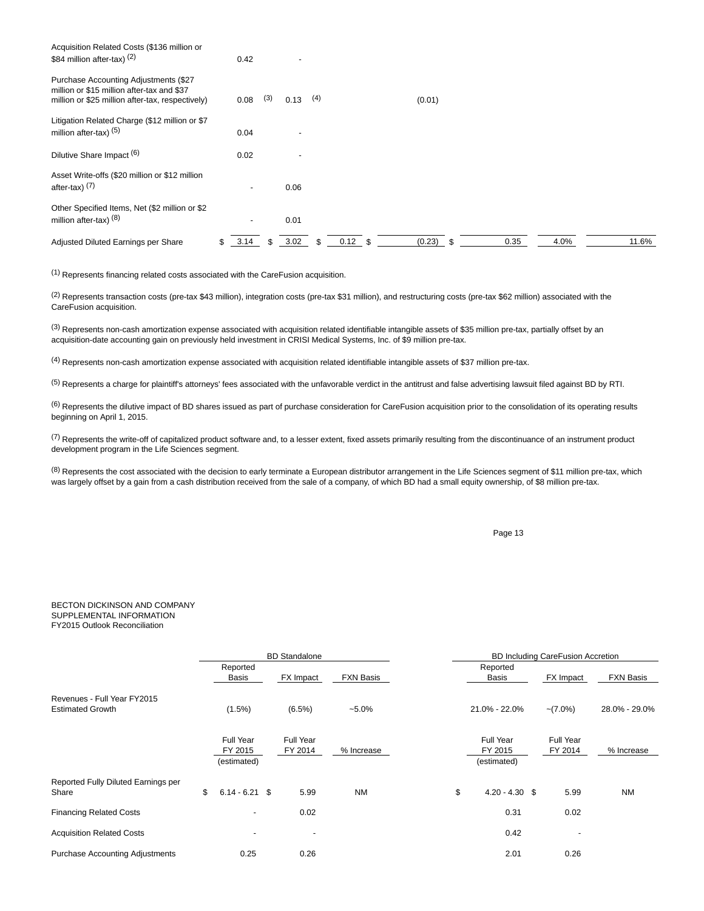| | | | | | | | |
|---|---|---|---|---|---|---|---|
| Acquisition Related Costs ($136 million or $84 million after-tax) [2] | 0.42 | - | | | | | |
| Purchase Accounting Adjustments ($27 million or $15 million after-tax and $37 million or $25 million after-tax, respectively) | 0.08 [3] | 0.13 [4] | | (0.01) | | | |
| Litigation Related Charge ($12 million or $7 million after-tax) [5] | 0.04 | - | | | | | |
| Dilutive Share Impact [6] | 0.02 | - | | | | | |
| Asset Write-offs ($20 million or $12 million after-tax) [7] | - | 0.06 | | | | | |
| Other Specified Items, Net ($2 million or $2 million after-tax) [8] | - | 0.01 | | | | | |
| Adjusted Diluted Earnings per Share | $ 3.14 | $ 3.02 | $ 0.12 | $ (0.23) | $ 0.35 | 4.0% | 11.6% |

[1] Represents financing related costs associated with the CareFusion acquisition.

[2] Represents transaction costs (pre-tax $43 million), integration costs (pre-tax $31 million), and restructuring costs (pre-tax $62 million) associated with the CareFusion acquisition.

[3] Represents non-cash amortization expense associated with acquisition related identifiable intangible assets of $35 million pre-tax, partially offset by an acquisition-date accounting gain on previously held investment in CRISI Medical Systems, Inc. of $9 million pre-tax.

[4] Represents non-cash amortization expense associated with acquisition related identifiable intangible assets of $37 million pre-tax.

[5] Represents a charge for plaintiff's attorneys' fees associated with the unfavorable verdict in the antitrust and false advertising lawsuit filed against BD by RTI.

[6] Represents the dilutive impact of BD shares issued as part of purchase consideration for CareFusion acquisition prior to the consolidation of its operating results beginning on April 1, 2015.

[7] Represents the write-off of capitalized product software and, to a lesser extent, fixed assets primarily resulting from the discontinuance of an instrument product development program in the Life Sciences segment.

[8] Represents the cost associated with the decision to early terminate a European distributor arrangement in the Life Sciences segment of $11 million pre-tax, which was largely offset by a gain from a cash distribution received from the sale of a company, of which BD had a small equity ownership, of $8 million pre-tax.

BECTON DICKINSON AND COMPANY
SUPPLEMENTAL INFORMATION
FY2015 Outlook Reconciliation

| | BD Standalone | | | BD Including CareFusion Accretion | | |
|---|---|---|---|---|---|---|
| | Reported Basis | FX Impact | FXN Basis | Reported Basis | FX Impact | FXN Basis |
| Revenues - Full Year FY2015 Estimated Growth | (1.5%) | (6.5%) | ~5.0% | 21.0% - 22.0% | ~(7.0%) | 28.0% - 29.0% |
| | Full Year FY 2015 (estimated) | Full Year FY 2014 | % Increase | Full Year FY 2015 (estimated) | Full Year FY 2014 | % Increase |
| Reported Fully Diluted Earnings per Share | $ 6.14 - 6.21 | $ 5.99 | NM | $ 4.20 - 4.30 | $ 5.99 | NM |
| Financing Related Costs | - | 0.02 | | 0.31 | 0.02 | |
| Acquisition Related Costs | - | - | | 0.42 | - | |
| Purchase Accounting Adjustments | 0.25 | 0.26 | | 2.01 | 0.26 | |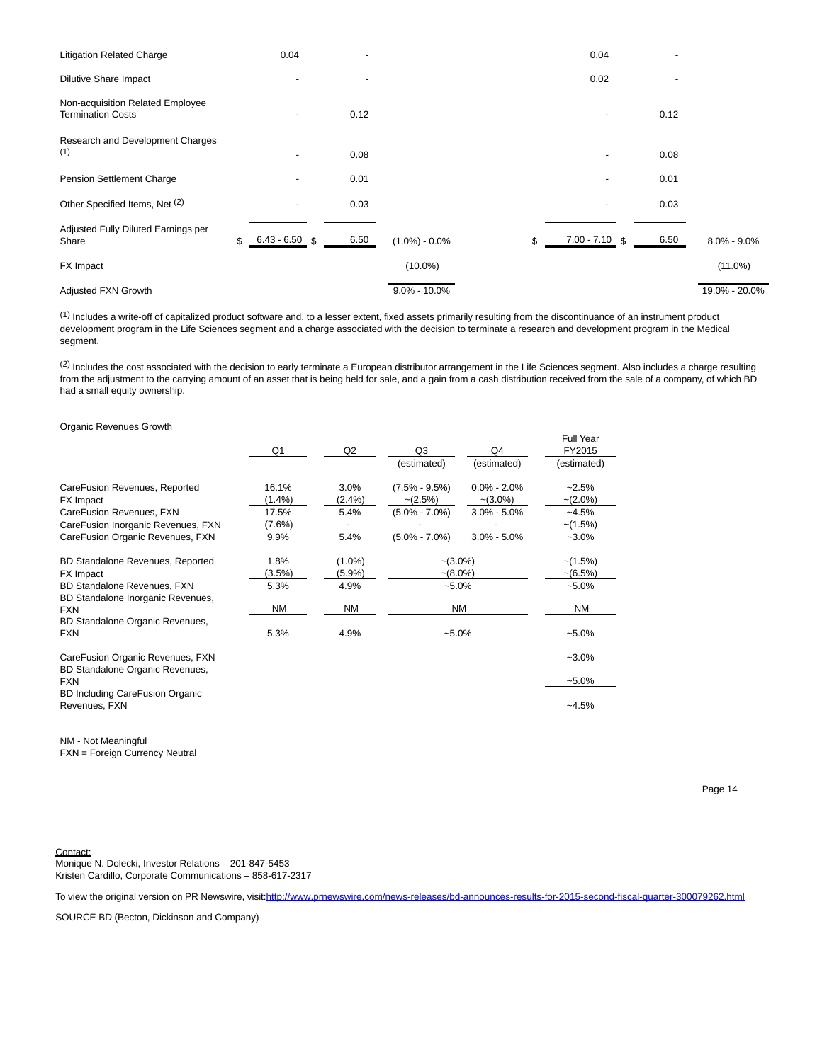| | | | | | | |
|---|---|---|---|---|---|---|
| Litigation Related Charge | 0.04 | - | | 0.04 | - | |
| Dilutive Share Impact | - | - | | 0.02 | - | |
| Non-acquisition Related Employee Termination Costs | - | 0.12 | | - | 0.12 | |
| Research and Development Charges [(1)] | - | 0.08 | | - | 0.08 | |
| Pension Settlement Charge | - | 0.01 | | - | 0.01 | |
| Other Specified Items, Net [(2)] | - | 0.03 | | - | 0.03 | |
| Adjusted Fully Diluted Earnings per Share | $ 6.43 - 6.50 | $ 6.50 | (1.0%) - 0.0% | $ 7.00 - 7.10 | $ 6.50 | 8.0% - 9.0% |
| FX Impact | | | (10.0%) | | | (11.0%) |
| Adjusted FXN Growth | | | 9.0% - 10.0% | | | 19.0% - 20.0% |

[(1)] Includes a write-off of capitalized product software and, to a lesser extent, fixed assets primarily resulting from the discontinuance of an instrument product development program in the Life Sciences segment and a charge associated with the decision to terminate a research and development program in the Medical segment.

[(2)] Includes the cost associated with the decision to early terminate a European distributor arrangement in the Life Sciences segment. Also includes a charge resulting from the adjustment to the carrying amount of an asset that is being held for sale, and a gain from a cash distribution received from the sale of a company, of which BD had a small equity ownership.

Organic Revenues Growth

| | Q1 | Q2 | Q3 (estimated) | Q4 (estimated) | Full Year FY2015 (estimated) |
|---|---|---|---|---|---|
| CareFusion Revenues, Reported | 16.1% | 3.0% | (7.5% - 9.5%) | 0.0% - 2.0% | ~2.5% |
| FX Impact | (1.4%) | (2.4%) | ~(2.5%) | ~(3.0%) | ~(2.0%) |
| CareFusion Revenues, FXN | 17.5% | 5.4% | (5.0% - 7.0%) | 3.0% - 5.0% | ~4.5% |
| CareFusion Inorganic Revenues, FXN | (7.6%) | - | - | - | ~(1.5%) |
| CareFusion Organic Revenues, FXN | 9.9% | 5.4% | (5.0% - 7.0%) | 3.0% - 5.0% | ~3.0% |
| | | | | | |
| BD Standalone Revenues, Reported | 1.8% | (1.0%) | ~(3.0%) | | ~(1.5%) |
| FX Impact | (3.5%) | (5.9%) | ~(8.0%) | | ~(6.5%) |
| BD Standalone Revenues, FXN | 5.3% | 4.9% | ~5.0% | | ~5.0% |
| BD Standalone Inorganic Revenues, FXN | NM | NM | NM | | NM |
| BD Standalone Organic Revenues, FXN | 5.3% | 4.9% | ~5.0% | | ~5.0% |
| | | | | | |
| CareFusion Organic Revenues, FXN | | | | | ~3.0% |
| BD Standalone Organic Revenues, FXN | | | | | ~5.0% |
| BD Including CareFusion Organic Revenues, FXN | | | | | ~4.5% |

NM - Not Meaningful
FXN = Foreign Currency Neutral

Contact:
Monique N. Dolecki, Investor Relations – 201-847-5453
Kristen Cardillo, Corporate Communications – 858-617-2317

To view the original version on PR Newswire, visit: http://www.prnewswire.com/news-releases/bd-announces-results-for-2015-second-fiscal-quarter-300079262.html

SOURCE BD (Becton, Dickinson and Company)